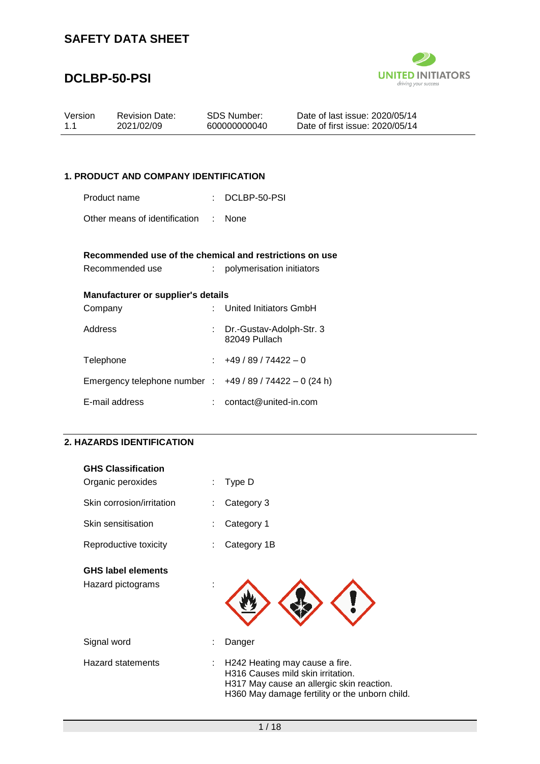# SAFETY DATA SHEET

# DCLBP-50-PSI

| Version | Revision Date: | SDS Number: | Date of last issue: 2020/05/14 |
|---|---|---|---|
| 1.1 | 2021/02/09 | 600000000040 | Date of first issue: 2020/05/14 |

## 1. PRODUCT AND COMPANY IDENTIFICATION

Product name : DCLBP-50-PSI

Other means of identification : None

### Recommended use of the chemical and restrictions on use

Recommended use : polymerisation initiators

### Manufacturer or supplier's details

Company : United Initiators GmbH

Address : Dr.-Gustav-Adolph-Str. 3
82049 Pullach

Telephone : +49 / 89 / 74422 – 0

Emergency telephone number : +49 / 89 / 74422 – 0 (24 h)

E-mail address : contact@united-in.com

## 2. HAZARDS IDENTIFICATION

### GHS Classification

Organic peroxides : Type D

Skin corrosion/irritation : Category 3

Skin sensitisation : Category 1

Reproductive toxicity : Category 1B

### GHS label elements

Hazard pictograms :

Signal word : Danger

Hazard statements : H242 Heating may cause a fire.
H316 Causes mild skin irritation.
H317 May cause an allergic skin reaction.
H360 May damage fertility or the unborn child.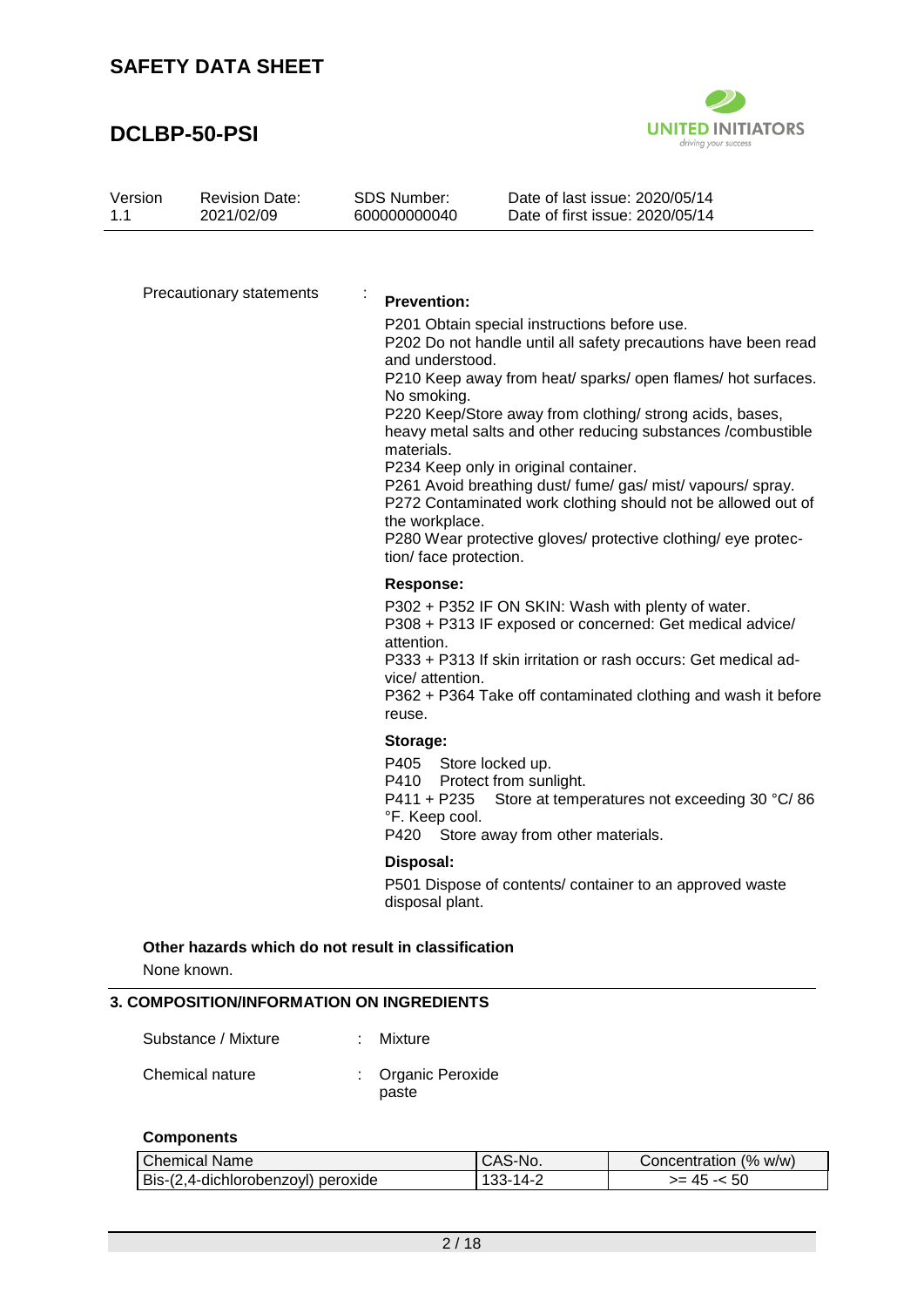Precautionary statements :

**Prevention:**

P201 Obtain special instructions before use.
P202 Do not handle until all safety precautions have been read and understood.
P210 Keep away from heat/ sparks/ open flames/ hot surfaces. No smoking.
P220 Keep/Store away from clothing/ strong acids, bases, heavy metal salts and other reducing substances /combustible materials.
P234 Keep only in original container.
P261 Avoid breathing dust/ fume/ gas/ mist/ vapours/ spray.
P272 Contaminated work clothing should not be allowed out of the workplace.
P280 Wear protective gloves/ protective clothing/ eye protection/ face protection.

**Response:**

P302 + P352 IF ON SKIN: Wash with plenty of water.
P308 + P313 IF exposed or concerned: Get medical advice/ attention.
P333 + P313 If skin irritation or rash occurs: Get medical advice/ attention.
P362 + P364 Take off contaminated clothing and wash it before reuse.

**Storage:**

P405 Store locked up.
P410 Protect from sunlight.
P411 + P235 Store at temperatures not exceeding 30 °C/ 86 °F. Keep cool.
P420 Store away from other materials.

**Disposal:**

P501 Dispose of contents/ container to an approved waste disposal plant.

**Other hazards which do not result in classification**

None known.

## 3. COMPOSITION/INFORMATION ON INGREDIENTS

Substance / Mixture : Mixture

Chemical nature : Organic Peroxide paste

**Components**

| Chemical Name | CAS-No. | Concentration (% w/w) |
|---|---|---|
| Bis-(2,4-dichlorobenzoyl) peroxide | 133-14-2 | >= 45 -< 50 |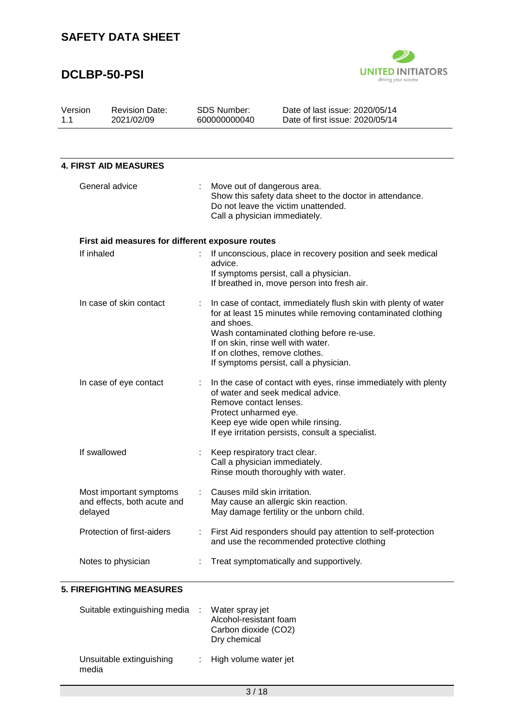## 4. FIRST AID MEASURES

| | |
|---|---|
| General advice | : Move out of dangerous area.<br>Show this safety data sheet to the doctor in attendance.<br>Do not leave the victim unattended.<br>Call a physician immediately. |

**First aid measures for different exposure routes**

| | |
|---|---|
| If inhaled | : If unconscious, place in recovery position and seek medical advice.<br>If symptoms persist, call a physician.<br>If breathed in, move person into fresh air. |
| In case of skin contact | : In case of contact, immediately flush skin with plenty of water for at least 15 minutes while removing contaminated clothing and shoes.<br>Wash contaminated clothing before re-use.<br>If on skin, rinse well with water.<br>If on clothes, remove clothes.<br>If symptoms persist, call a physician. |
| In case of eye contact | : In the case of contact with eyes, rinse immediately with plenty of water and seek medical advice.<br>Remove contact lenses.<br>Protect unharmed eye.<br>Keep eye wide open while rinsing.<br>If eye irritation persists, consult a specialist. |
| If swallowed | : Keep respiratory tract clear.<br>Call a physician immediately.<br>Rinse mouth thoroughly with water. |
| Most important symptoms and effects, both acute and delayed | : Causes mild skin irritation.<br>May cause an allergic skin reaction.<br>May damage fertility or the unborn child. |
| Protection of first-aiders | : First Aid responders should pay attention to self-protection and use the recommended protective clothing |
| Notes to physician | : Treat symptomatically and supportively. |

## 5. FIREFIGHTING MEASURES

| | |
|---|---|
| Suitable extinguishing media | : Water spray jet<br>Alcohol-resistant foam<br>Carbon dioxide ($CO_2$)<br>Dry chemical |
| Unsuitable extinguishing media | : High volume water jet |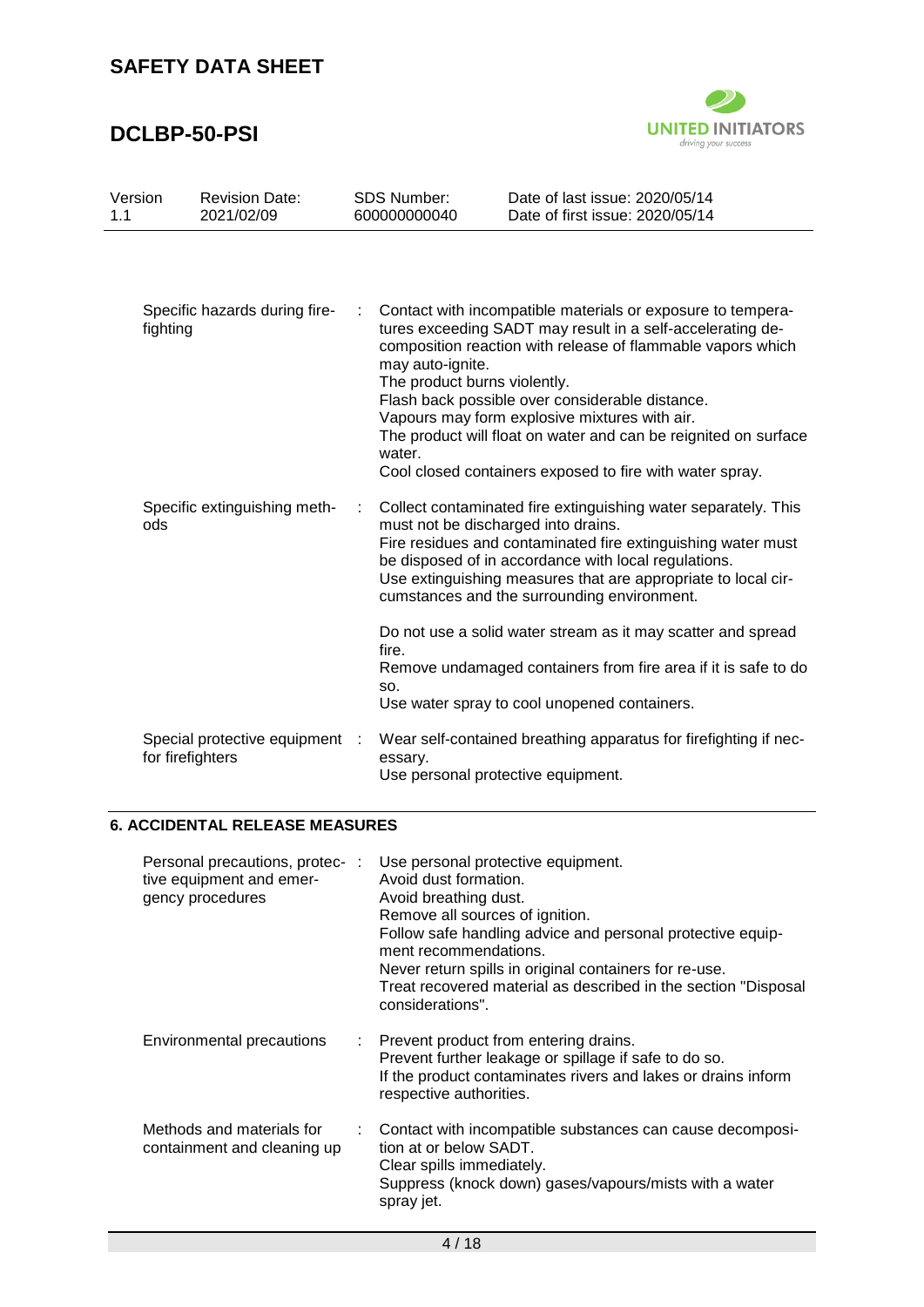| | | |
|---|---|---|
| Specific hazards during firefighting | : | Contact with incompatible materials or exposure to temperatures exceeding SADT may result in a self-accelerating decomposition reaction with release of flammable vapors which may auto-ignite.<br>The product burns violently.<br>Flash back possible over considerable distance.<br>Vapours may form explosive mixtures with air.<br>The product will float on water and can be reignited on surface water.<br>Cool closed containers exposed to fire with water spray. |
| Specific extinguishing methods | : | Collect contaminated fire extinguishing water separately. This must not be discharged into drains.<br>Fire residues and contaminated fire extinguishing water must be disposed of in accordance with local regulations.<br>Use extinguishing measures that are appropriate to local circumstances and the surrounding environment.<br><br>Do not use a solid water stream as it may scatter and spread fire.<br>Remove undamaged containers from fire area if it is safe to do so.<br>Use water spray to cool unopened containers. |
| Special protective equipment for firefighters | : | Wear self-contained breathing apparatus for firefighting if necessary.<br>Use personal protective equipment. |

## 6. ACCIDENTAL RELEASE MEASURES

| | | |
|---|---|---|
| Personal precautions, protective equipment and emergency procedures | : | Use personal protective equipment.<br>Avoid dust formation.<br>Avoid breathing dust.<br>Remove all sources of ignition.<br>Follow safe handling advice and personal protective equipment recommendations.<br>Never return spills in original containers for re-use.<br>Treat recovered material as described in the section "Disposal considerations". |
| Environmental precautions | : | Prevent product from entering drains.<br>Prevent further leakage or spillage if safe to do so.<br>If the product contaminates rivers and lakes or drains inform respective authorities. |
| Methods and materials for containment and cleaning up | : | Contact with incompatible substances can cause decomposition at or below SADT.<br>Clear spills immediately.<br>Suppress (knock down) gases/vapours/mists with a water spray jet. |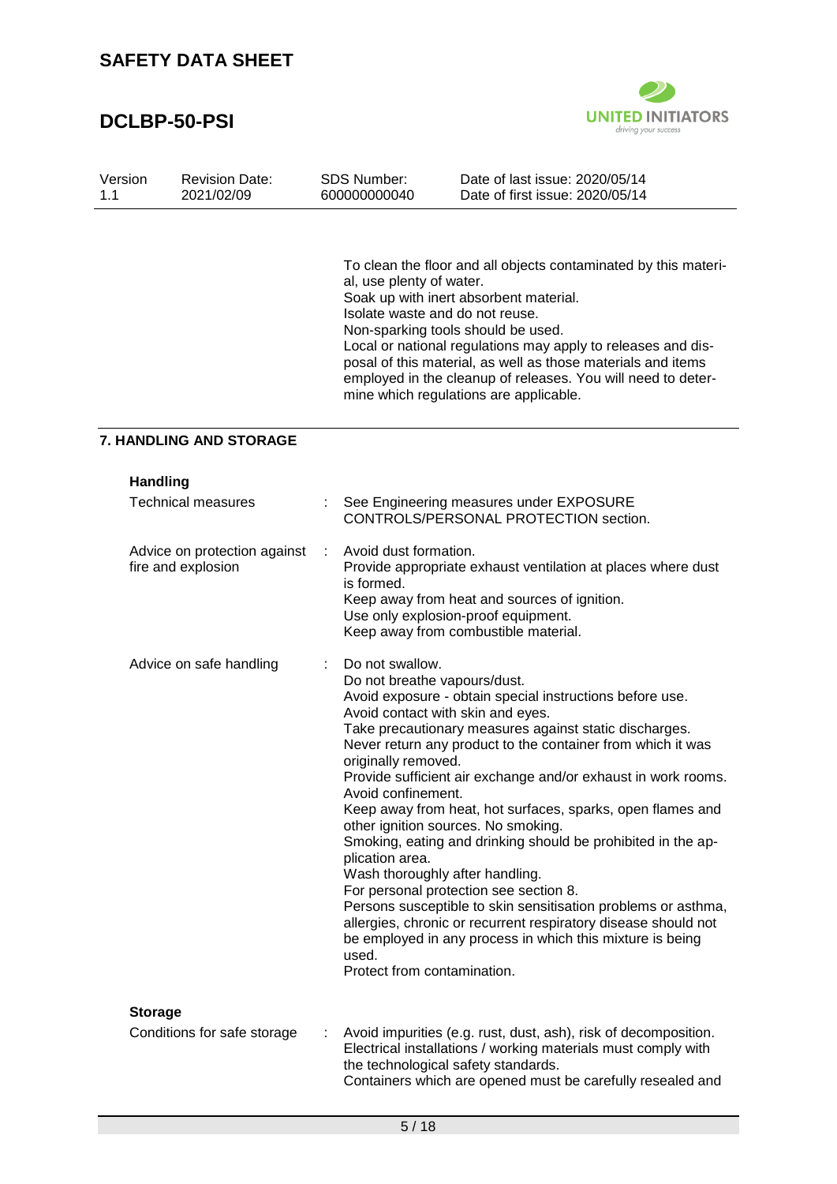To clean the floor and all objects contaminated by this material, use plenty of water.
Soak up with inert absorbent material.
Isolate waste and do not reuse.
Non-sparking tools should be used.
Local or national regulations may apply to releases and disposal of this material, as well as those materials and items employed in the cleanup of releases. You will need to determine which regulations are applicable.

## 7. HANDLING AND STORAGE

### Handling

| | |
|---|---|
| Technical measures | : See Engineering measures under EXPOSURE CONTROLS/PERSONAL PROTECTION section. |
| Advice on protection against fire and explosion | : Avoid dust formation.<br>Provide appropriate exhaust ventilation at places where dust is formed.<br>Keep away from heat and sources of ignition.<br>Use only explosion-proof equipment.<br>Keep away from combustible material. |
| Advice on safe handling | : Do not swallow.<br>Do not breathe vapours/dust.<br>Avoid exposure - obtain special instructions before use.<br>Avoid contact with skin and eyes.<br>Take precautionary measures against static discharges.<br>Never return any product to the container from which it was originally removed.<br>Provide sufficient air exchange and/or exhaust in work rooms.<br>Avoid confinement.<br>Keep away from heat, hot surfaces, sparks, open flames and other ignition sources. No smoking.<br>Smoking, eating and drinking should be prohibited in the application area.<br>Wash thoroughly after handling.<br>For personal protection see section 8.<br>Persons susceptible to skin sensitisation problems or asthma, allergies, chronic or recurrent respiratory disease should not be employed in any process in which this mixture is being used.<br>Protect from contamination. |

### Storage

| | |
|---|---|
| Conditions for safe storage | : Avoid impurities (e.g. rust, dust, ash), risk of decomposition.<br>Electrical installations / working materials must comply with the technological safety standards.<br>Containers which are opened must be carefully resealed and |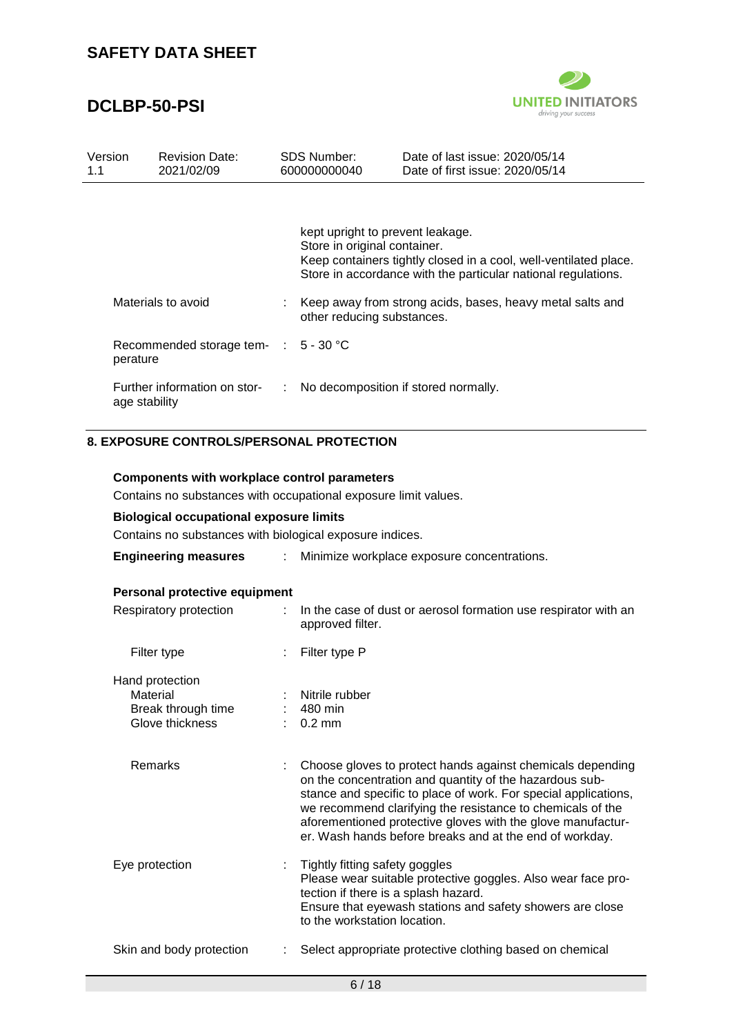kept upright to prevent leakage.
Store in original container.
Keep containers tightly closed in a cool, well-ventilated place.
Store in accordance with the particular national regulations.

| | | |
|---|---|---|
| Materials to avoid | : | Keep away from strong acids, bases, heavy metal salts and other reducing substances. |
| Recommended storage temperature | : | 5 - 30 °C |
| Further information on storage stability | : | No decomposition if stored normally. |

## 8. EXPOSURE CONTROLS/PERSONAL PROTECTION

**Components with workplace control parameters**

Contains no substances with occupational exposure limit values.

**Biological occupational exposure limits**

Contains no substances with biological exposure indices.

**Engineering measures** : Minimize workplace exposure concentrations.

**Personal protective equipment**

| | | |
|---|---|---|
| Respiratory protection | : | In the case of dust or aerosol formation use respirator with an approved filter. |
| Filter type | : | Filter type P |
| Hand protection | | |
| Material | : | Nitrile rubber |
| Break through time | : | 480 min |
| Glove thickness | : | 0.2 mm |
| Remarks | : | Choose gloves to protect hands against chemicals depending on the concentration and quantity of the hazardous substance and specific to place of work. For special applications, we recommend clarifying the resistance to chemicals of the aforementioned protective gloves with the glove manufacturer. Wash hands before breaks and at the end of workday. |
| Eye protection | : | Tightly fitting safety goggles<br>Please wear suitable protective goggles. Also wear face protection if there is a splash hazard.<br>Ensure that eyewash stations and safety showers are close to the workstation location. |
| Skin and body protection | : | Select appropriate protective clothing based on chemical |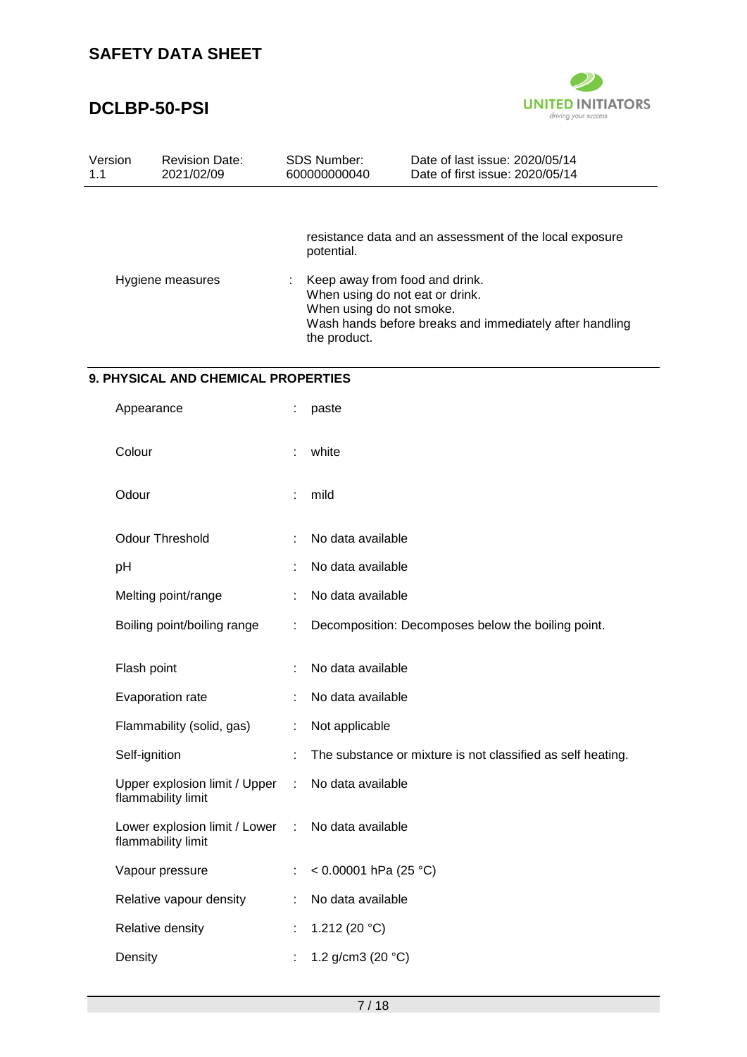| | | |
|---|---|---|
| | | resistance data and an assessment of the local exposure potential. |
| Hygiene measures | : | Keep away from food and drink.<br>When using do not eat or drink.<br>When using do not smoke.<br>Wash hands before breaks and immediately after handling the product. |

## 9. PHYSICAL AND CHEMICAL PROPERTIES

| | | |
|---|---|---|
| Appearance | : | paste |
| Colour | : | white |
| Odour | : | mild |
| Odour Threshold | : | No data available |
| pH | : | No data available |
| Melting point/range | : | No data available |
| Boiling point/boiling range | : | Decomposition: Decomposes below the boiling point. |
| Flash point | : | No data available |
| Evaporation rate | : | No data available |
| Flammability (solid, gas) | : | Not applicable |
| Self-ignition | : | The substance or mixture is not classified as self heating. |
| Upper explosion limit / Upper flammability limit | : | No data available |
| Lower explosion limit / Lower flammability limit | : | No data available |
| Vapour pressure | : | < 0.00001 hPa (25 °C) |
| Relative vapour density | : | No data available |
| Relative density | : | 1.212 (20 °C) |
| Density | : | 1.2 g/cm3 (20 °C) |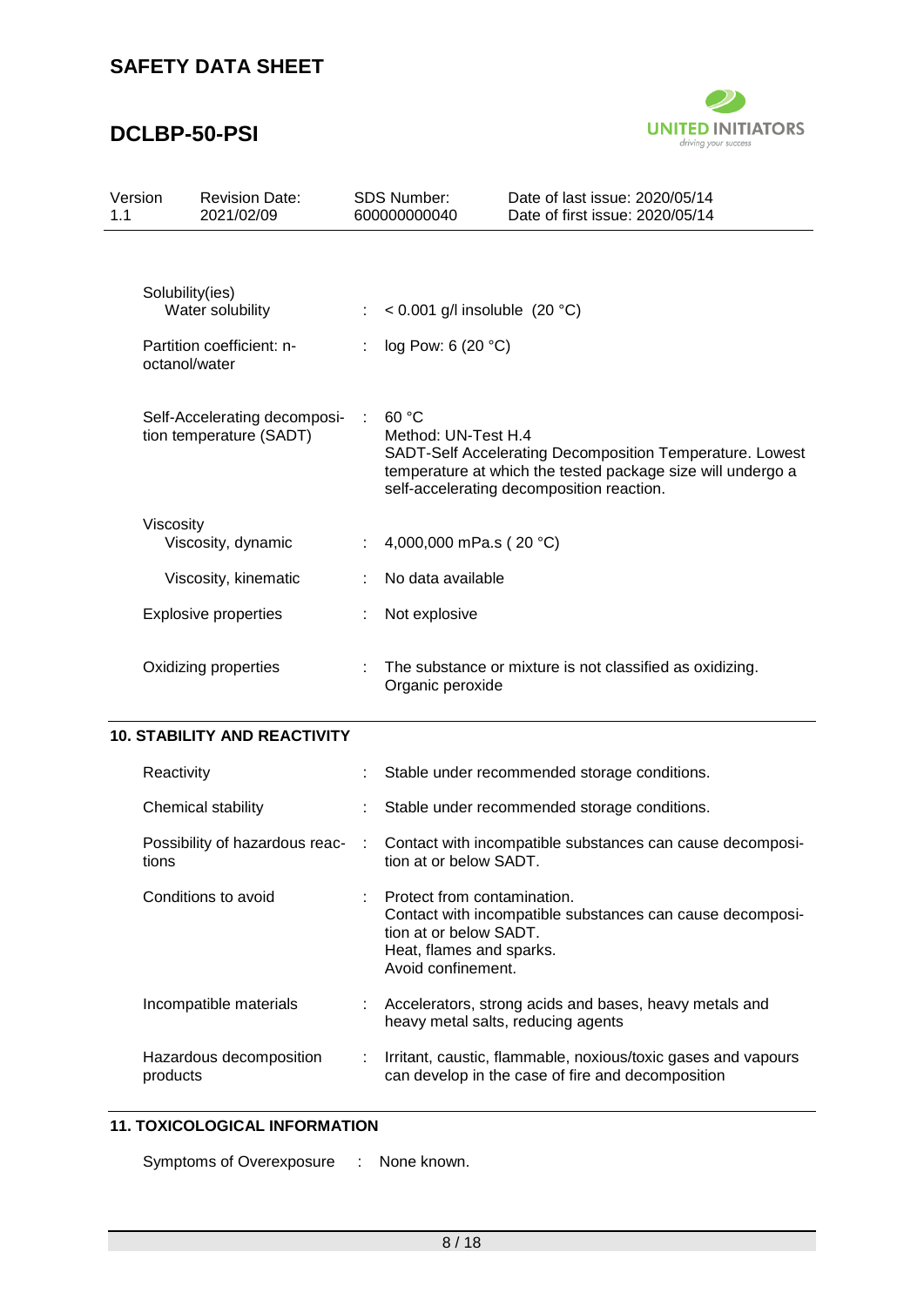| | | |
|---|---|---|
| Solubility(ies) | | |
| Water solubility | : | < 0.001 g/l insoluble (20 °C) |
| Partition coefficient: n-octanol/water | : | log Pow: 6 (20 °C) |
| Self-Accelerating decomposition temperature (SADT) | : | 60 °C<br>Method: UN-Test H.4<br>SADT-Self Accelerating Decomposition Temperature. Lowest temperature at which the tested package size will undergo a self-accelerating decomposition reaction. |
| Viscosity | | |
| Viscosity, dynamic | : | 4,000,000 mPa.s ( 20 °C) |
| Viscosity, kinematic | : | No data available |
| Explosive properties | : | Not explosive |
| Oxidizing properties | : | The substance or mixture is not classified as oxidizing.<br>Organic peroxide |

## 10. STABILITY AND REACTIVITY

| | | |
|---|---|---|
| Reactivity | : | Stable under recommended storage conditions. |
| Chemical stability | : | Stable under recommended storage conditions. |
| Possibility of hazardous reactions | : | Contact with incompatible substances can cause decomposition at or below SADT. |
| Conditions to avoid | : | Protect from contamination.<br>Contact with incompatible substances can cause decomposition at or below SADT.<br>Heat, flames and sparks.<br>Avoid confinement. |
| Incompatible materials | : | Accelerators, strong acids and bases, heavy metals and heavy metal salts, reducing agents |
| Hazardous decomposition products | : | Irritant, caustic, flammable, noxious/toxic gases and vapours can develop in the case of fire and decomposition |

## 11. TOXICOLOGICAL INFORMATION

Symptoms of Overexposure : None known.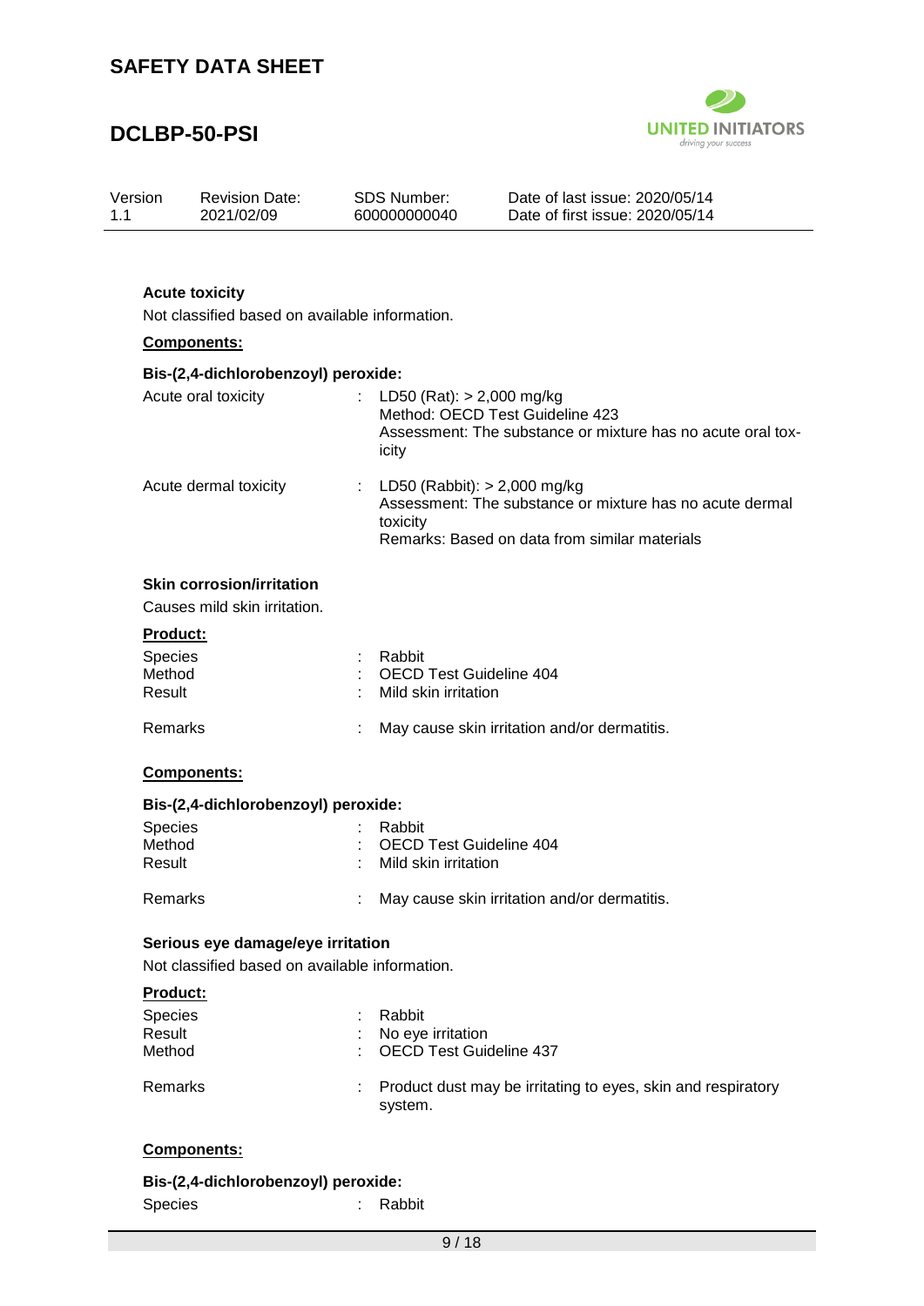### Acute toxicity

Not classified based on available information.

**Components:**

**Bis-(2,4-dichlorobenzoyl) peroxide:**

| | | |
|---|---|---|
| Acute oral toxicity | : | LD50 (Rat): > 2,000 mg/kg<br>Method: OECD Test Guideline 423<br>Assessment: The substance or mixture has no acute oral toxicity |
| Acute dermal toxicity | : | LD50 (Rabbit): > 2,000 mg/kg<br>Assessment: The substance or mixture has no acute dermal toxicity<br>Remarks: Based on data from similar materials |

### Skin corrosion/irritation

Causes mild skin irritation.

**Product:**

| | | |
|---|---|---|
| Species | : | Rabbit |
| Method | : | OECD Test Guideline 404 |
| Result | : | Mild skin irritation |
| Remarks | : | May cause skin irritation and/or dermatitis. |

**Components:**

**Bis-(2,4-dichlorobenzoyl) peroxide:**

| | | |
|---|---|---|
| Species | : | Rabbit |
| Method | : | OECD Test Guideline 404 |
| Result | : | Mild skin irritation |
| Remarks | : | May cause skin irritation and/or dermatitis. |

### Serious eye damage/eye irritation

Not classified based on available information.

**Product:**

| | | |
|---|---|---|
| Species | : | Rabbit |
| Result | : | No eye irritation |
| Method | : | OECD Test Guideline 437 |
| Remarks | : | Product dust may be irritating to eyes, skin and respiratory system. |

**Components:**

**Bis-(2,4-dichlorobenzoyl) peroxide:**

| | | |
|---|---|---|
| Species | : | Rabbit |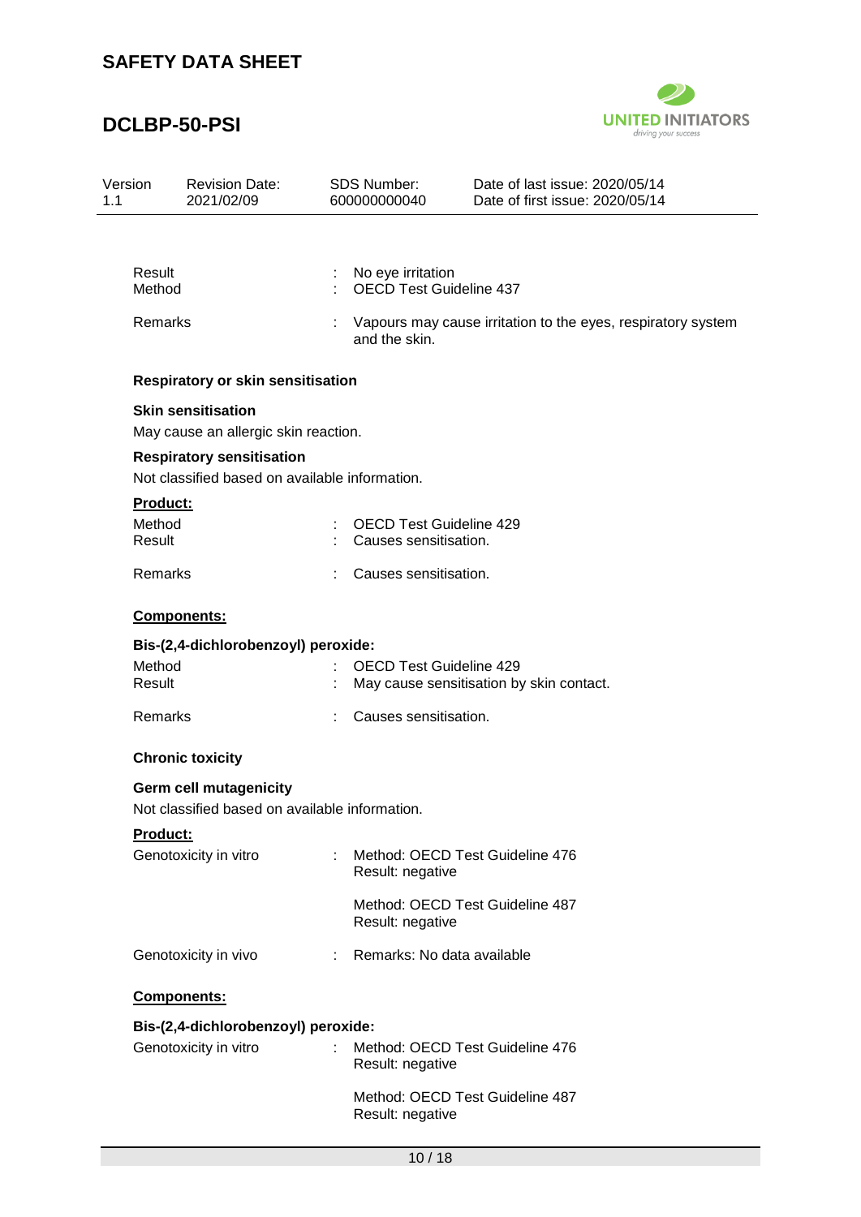Result : No eye irritation
Method : OECD Test Guideline 437

Remarks : Vapours may cause irritation to the eyes, respiratory system and the skin.

**Respiratory or skin sensitisation**

**Skin sensitisation**

May cause an allergic skin reaction.

**Respiratory sensitisation**

Not classified based on available information.

**Product:**

Method : OECD Test Guideline 429
Result : Causes sensitisation.

Remarks : Causes sensitisation.

**Components:**

**Bis-(2,4-dichlorobenzoyl) peroxide:**

Method : OECD Test Guideline 429
Result : May cause sensitisation by skin contact.

Remarks : Causes sensitisation.

**Chronic toxicity**

**Germ cell mutagenicity**

Not classified based on available information.

**Product:**

Genotoxicity in vitro : Method: OECD Test Guideline 476
Result: negative

Method: OECD Test Guideline 487
Result: negative

Genotoxicity in vivo : Remarks: No data available

**Components:**

**Bis-(2,4-dichlorobenzoyl) peroxide:**

Genotoxicity in vitro : Method: OECD Test Guideline 476
Result: negative

Method: OECD Test Guideline 487
Result: negative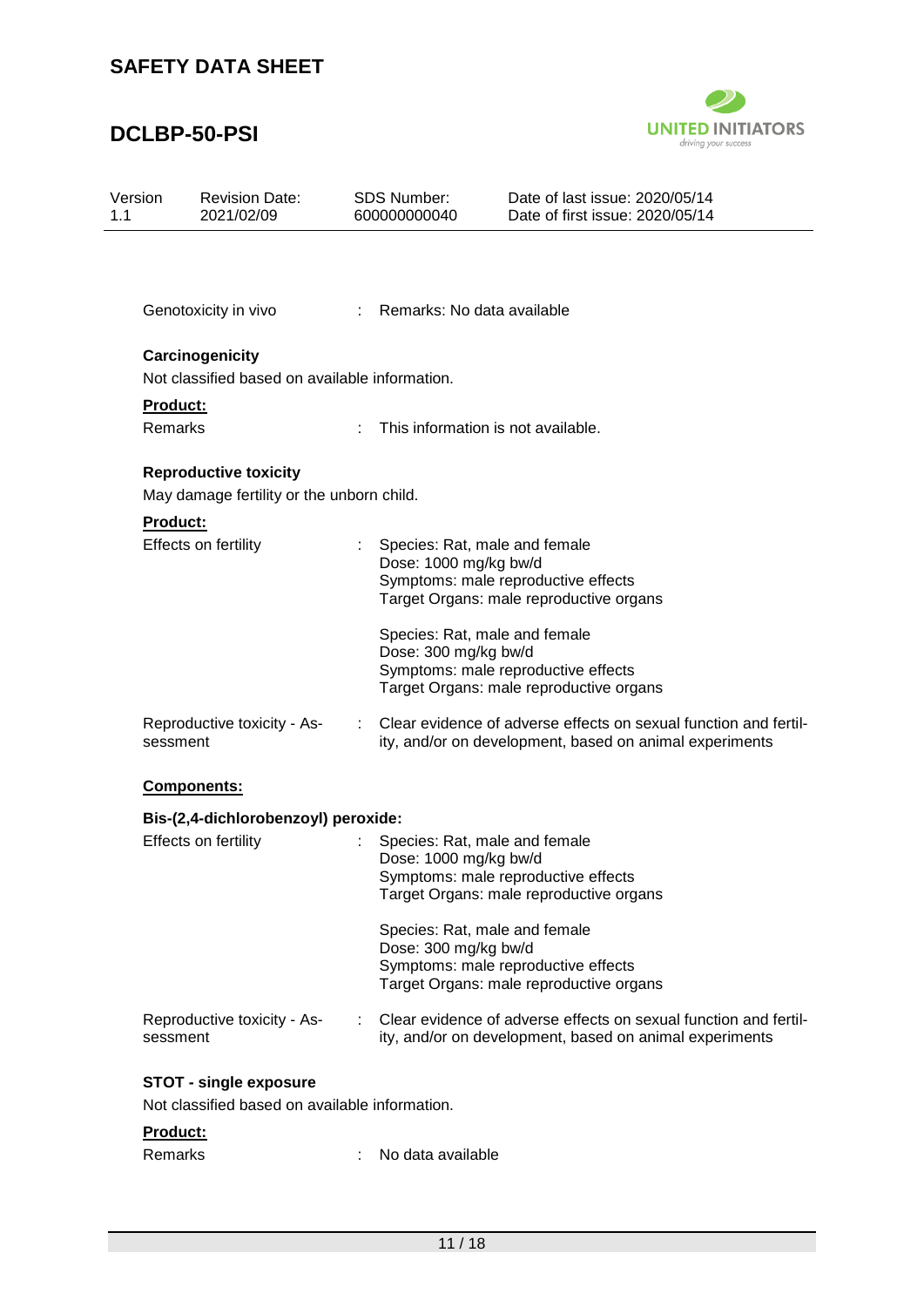Genotoxicity in vivo : Remarks: No data available

**Carcinogenicity**

Not classified based on available information.

**Product:**

Remarks : This information is not available.

**Reproductive toxicity**

May damage fertility or the unborn child.

**Product:**

Effects on fertility : Species: Rat, male and female
Dose: 1000 mg/kg bw/d
Symptoms: male reproductive effects
Target Organs: male reproductive organs

Species: Rat, male and female
Dose: 300 mg/kg bw/d
Symptoms: male reproductive effects
Target Organs: male reproductive organs

Reproductive toxicity - Assessment : Clear evidence of adverse effects on sexual function and fertility, and/or on development, based on animal experiments

**Components:**

**Bis-(2,4-dichlorobenzoyl) peroxide:**

Effects on fertility : Species: Rat, male and female
Dose: 1000 mg/kg bw/d
Symptoms: male reproductive effects
Target Organs: male reproductive organs

Species: Rat, male and female
Dose: 300 mg/kg bw/d
Symptoms: male reproductive effects
Target Organs: male reproductive organs

Reproductive toxicity - Assessment : Clear evidence of adverse effects on sexual function and fertility, and/or on development, based on animal experiments

**STOT - single exposure**

Not classified based on available information.

**Product:**

Remarks : No data available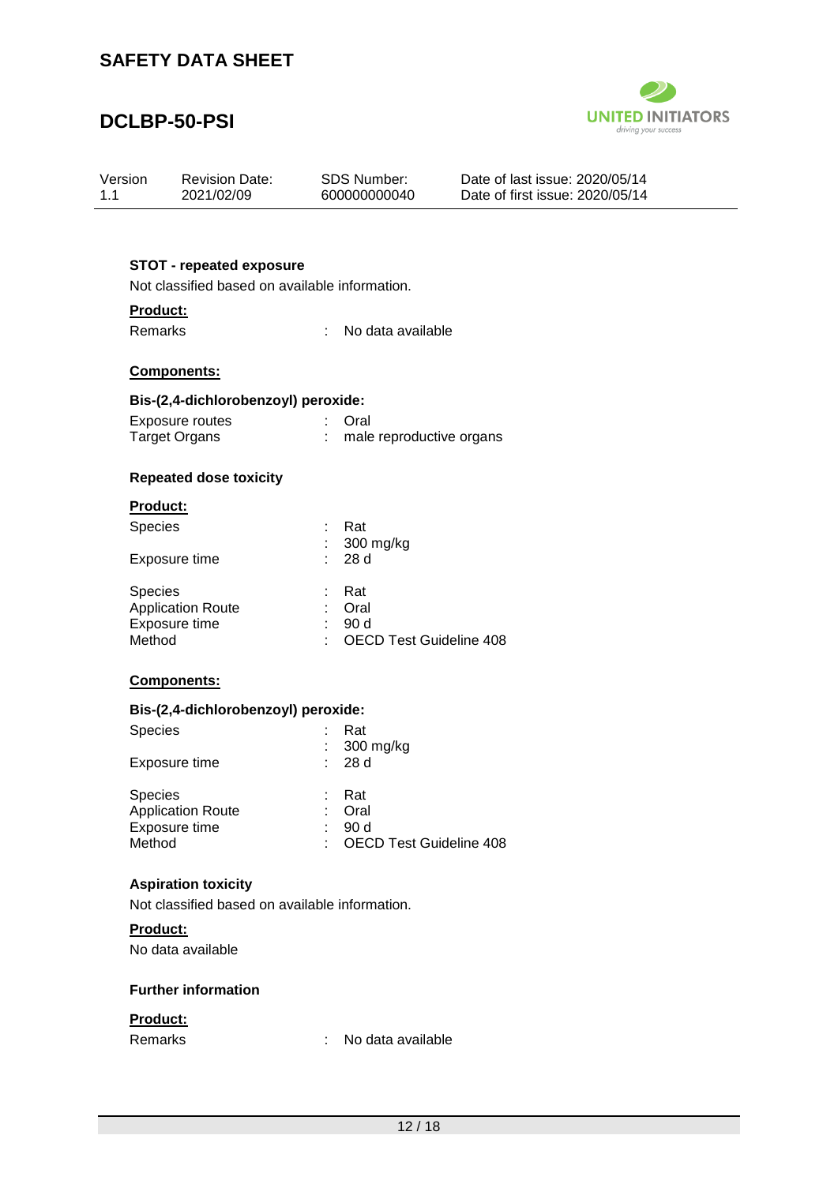**STOT - repeated exposure**

Not classified based on available information.

**Product:**

| | | |
|---|---|---|
| Remarks | : | No data available |

**Components:**

**Bis-(2,4-dichlorobenzoyl) peroxide:**

| | | |
|---|---|---|
| Exposure routes | : | Oral |
| Target Organs | : | male reproductive organs |

**Repeated dose toxicity**

**Product:**

| | | |
|---|---|---|
| Species | : | Rat |
| | : | 300 mg/kg |
| Exposure time | : | 28 d |

| | | |
|---|---|---|
| Species | : | Rat |
| Application Route | : | Oral |
| Exposure time | : | 90 d |
| Method | : | OECD Test Guideline 408 |

**Components:**

**Bis-(2,4-dichlorobenzoyl) peroxide:**

| | | |
|---|---|---|
| Species | : | Rat |
| | : | 300 mg/kg |
| Exposure time | : | 28 d |

| | | |
|---|---|---|
| Species | : | Rat |
| Application Route | : | Oral |
| Exposure time | : | 90 d |
| Method | : | OECD Test Guideline 408 |

**Aspiration toxicity**

Not classified based on available information.

**Product:**

No data available

**Further information**

**Product:**

| | | |
|---|---|---|
| Remarks | : | No data available |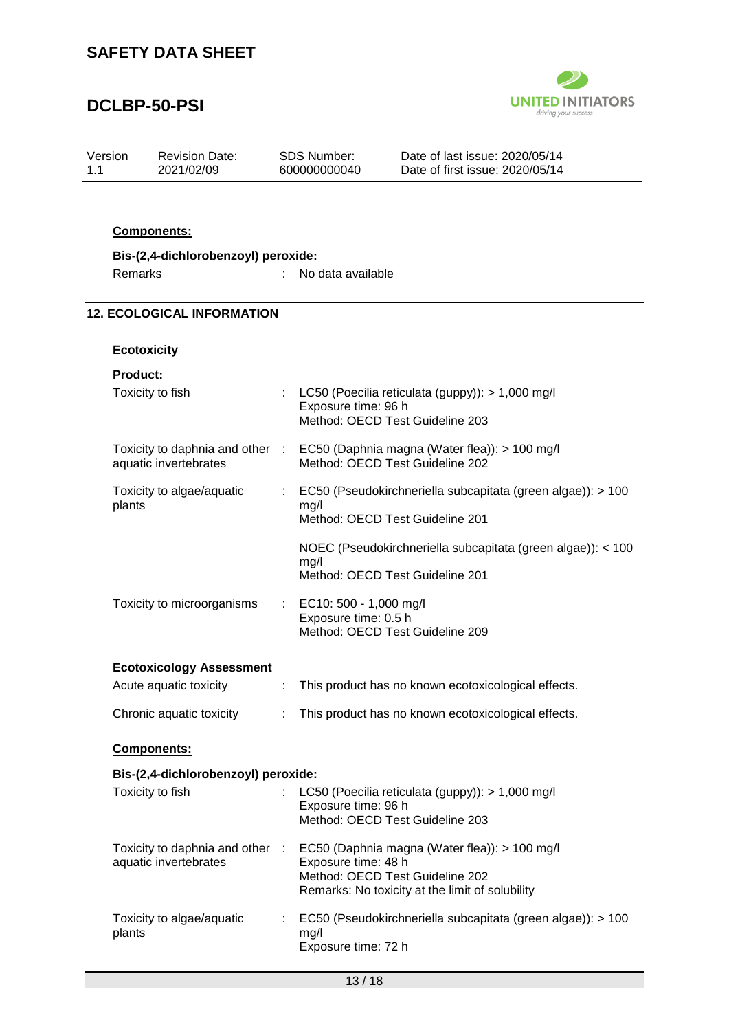**Components:**

**Bis-(2,4-dichlorobenzoyl) peroxide:**

Remarks : No data available

## 12. ECOLOGICAL INFORMATION

**Ecotoxicity**

**Product:**

| | | |
|---|---|---|
| Toxicity to fish | : | LC50 (Poecilia reticulata (guppy)): > 1,000 mg/l<br>Exposure time: 96 h<br>Method: OECD Test Guideline 203 |
| Toxicity to daphnia and other aquatic invertebrates | : | EC50 (Daphnia magna (Water flea)): > 100 mg/l<br>Method: OECD Test Guideline 202 |
| Toxicity to algae/aquatic plants | : | EC50 (Pseudokirchneriella subcapitata (green algae)): > 100 mg/l<br>Method: OECD Test Guideline 201<br><br>NOEC (Pseudokirchneriella subcapitata (green algae)): < 100 mg/l<br>Method: OECD Test Guideline 201 |
| Toxicity to microorganisms | : | EC10: 500 - 1,000 mg/l<br>Exposure time: 0.5 h<br>Method: OECD Test Guideline 209 |

**Ecotoxicology Assessment**

| | | |
|---|---|---|
| Acute aquatic toxicity | : | This product has no known ecotoxicological effects. |
| Chronic aquatic toxicity | : | This product has no known ecotoxicological effects. |

**Components:**

**Bis-(2,4-dichlorobenzoyl) peroxide:**

| | | |
|---|---|---|
| Toxicity to fish | : | LC50 (Poecilia reticulata (guppy)): > 1,000 mg/l<br>Exposure time: 96 h<br>Method: OECD Test Guideline 203 |
| Toxicity to daphnia and other aquatic invertebrates | : | EC50 (Daphnia magna (Water flea)): > 100 mg/l<br>Exposure time: 48 h<br>Method: OECD Test Guideline 202<br>Remarks: No toxicity at the limit of solubility |
| Toxicity to algae/aquatic plants | : | EC50 (Pseudokirchneriella subcapitata (green algae)): > 100 mg/l<br>Exposure time: 72 h |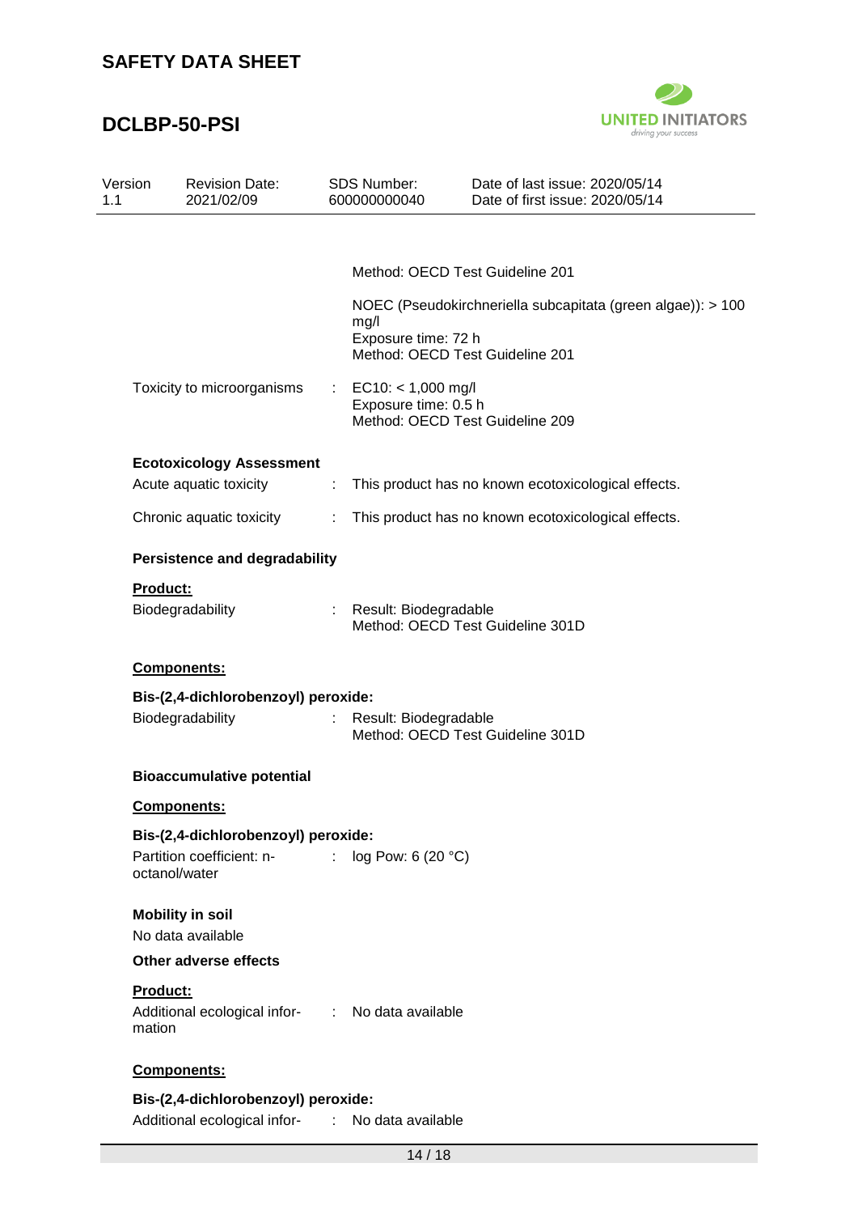Method: OECD Test Guideline 201

NOEC (Pseudokirchneriella subcapitata (green algae)): > 100 mg/l
Exposure time: 72 h
Method: OECD Test Guideline 201

Toxicity to microorganisms : EC10: < 1,000 mg/l
Exposure time: 0.5 h
Method: OECD Test Guideline 209

**Ecotoxicology Assessment**

Acute aquatic toxicity : This product has no known ecotoxicological effects.

Chronic aquatic toxicity : This product has no known ecotoxicological effects.

**Persistence and degradability**

**Product:**

Biodegradability : Result: Biodegradable
Method: OECD Test Guideline 301D

**Components:**

**Bis-(2,4-dichlorobenzoyl) peroxide:**

Biodegradability : Result: Biodegradable
Method: OECD Test Guideline 301D

**Bioaccumulative potential**

**Components:**

**Bis-(2,4-dichlorobenzoyl) peroxide:**

Partition coefficient: n-octanol/water : log Pow: 6 (20 °C)

**Mobility in soil**

No data available

**Other adverse effects**

**Product:**

Additional ecological information : No data available

**Components:**

**Bis-(2,4-dichlorobenzoyl) peroxide:**

Additional ecological infor- : No data available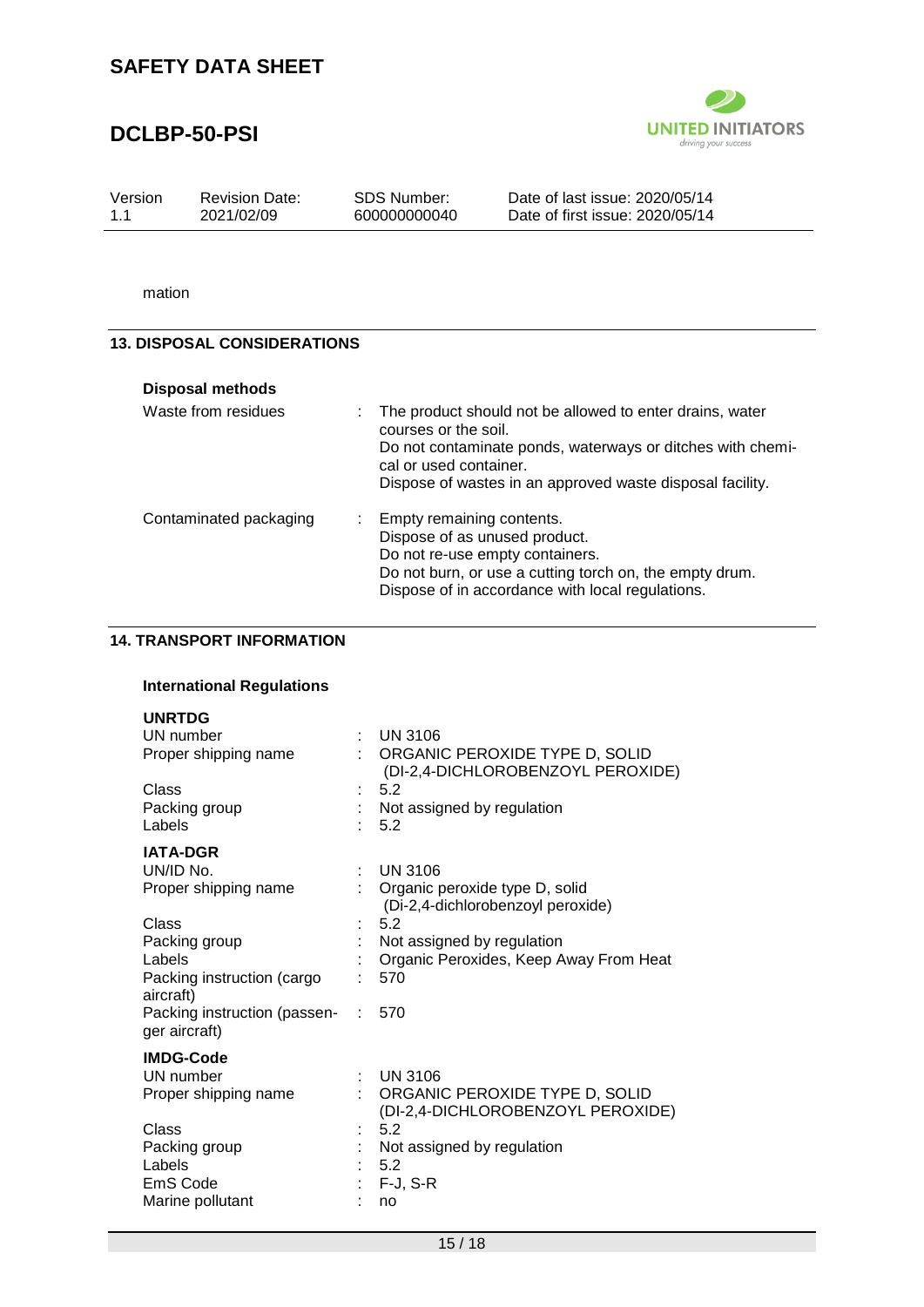mation

## 13. DISPOSAL CONSIDERATIONS

**Disposal methods**

Waste from residues : The product should not be allowed to enter drains, water courses or the soil.
Do not contaminate ponds, waterways or ditches with chemical or used container.
Dispose of wastes in an approved waste disposal facility.

Contaminated packaging : Empty remaining contents.
Dispose of as unused product.
Do not re-use empty containers.
Do not burn, or use a cutting torch on, the empty drum.
Dispose of in accordance with local regulations.

## 14. TRANSPORT INFORMATION

**International Regulations**

**UNRTDG**

UN number : UN 3106
Proper shipping name : ORGANIC PEROXIDE TYPE D, SOLID (DI-2,4-DICHLOROBENZOYL PEROXIDE)
Class : 5.2
Packing group : Not assigned by regulation
Labels : 5.2

**IATA-DGR**

UN/ID No. : UN 3106
Proper shipping name : Organic peroxide type D, solid (Di-2,4-dichlorobenzoyl peroxide)
Class : 5.2
Packing group : Not assigned by regulation
Labels : Organic Peroxides, Keep Away From Heat
Packing instruction (cargo aircraft) : 570
Packing instruction (passenger aircraft) : 570

**IMDG-Code**

UN number : UN 3106
Proper shipping name : ORGANIC PEROXIDE TYPE D, SOLID (DI-2,4-DICHLOROBENZOYL PEROXIDE)
Class : 5.2
Packing group : Not assigned by regulation
Labels : 5.2
EmS Code : F-J, S-R
Marine pollutant : no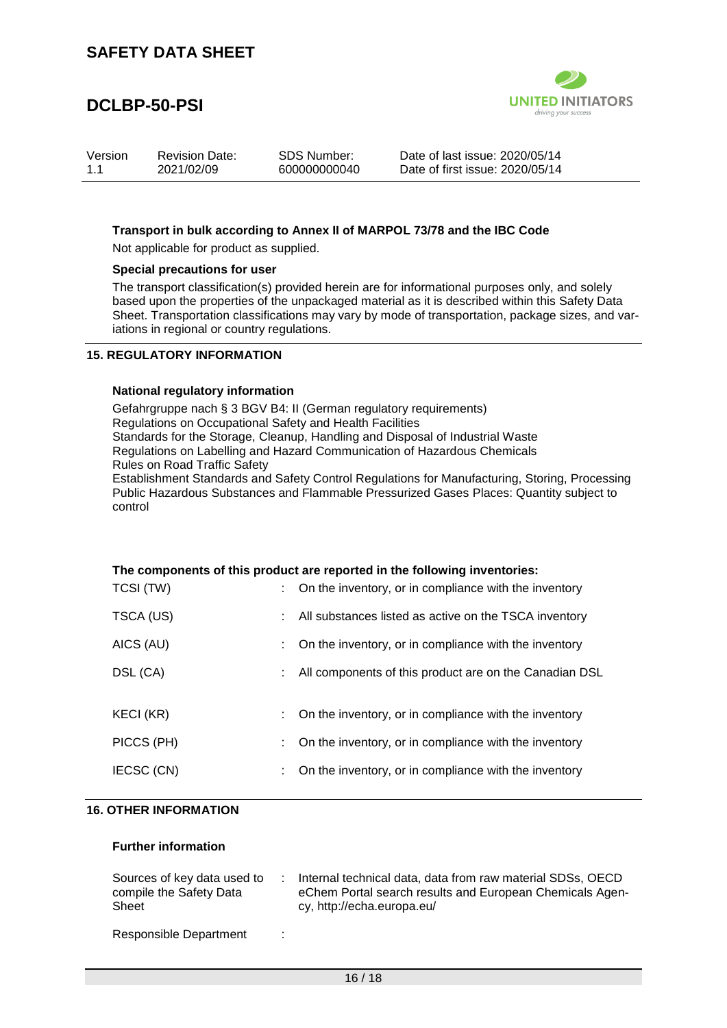#### Transport in bulk according to Annex II of MARPOL 73/78 and the IBC Code

Not applicable for product as supplied.

#### Special precautions for user

The transport classification(s) provided herein are for informational purposes only, and solely based upon the properties of the unpackaged material as it is described within this Safety Data Sheet. Transportation classifications may vary by mode of transportation, package sizes, and variations in regional or country regulations.

## 15. REGULATORY INFORMATION

#### National regulatory information

Gefahrgruppe nach § 3 BGV B4: II (German regulatory requirements)
Regulations on Occupational Safety and Health Facilities
Standards for the Storage, Cleanup, Handling and Disposal of Industrial Waste
Regulations on Labelling and Hazard Communication of Hazardous Chemicals
Rules on Road Traffic Safety
Establishment Standards and Safety Control Regulations for Manufacturing, Storing, Processing Public Hazardous Substances and Flammable Pressurized Gases Places: Quantity subject to control

#### The components of this product are reported in the following inventories:

| | |
|---|---|
| TCSI (TW) | : On the inventory, or in compliance with the inventory |
| TSCA (US) | : All substances listed as active on the TSCA inventory |
| AICS (AU) | : On the inventory, or in compliance with the inventory |
| DSL (CA) | : All components of this product are on the Canadian DSL |
| KECI (KR) | : On the inventory, or in compliance with the inventory |
| PICCS (PH) | : On the inventory, or in compliance with the inventory |
| IECSC (CN) | : On the inventory, or in compliance with the inventory |

## 16. OTHER INFORMATION

#### Further information

| | |
|---|---|
| Sources of key data used to compile the Safety Data Sheet | : Internal technical data, data from raw material SDSs, OECD eChem Portal search results and European Chemicals Agency, http://echa.europa.eu/ |
| Responsible Department | : |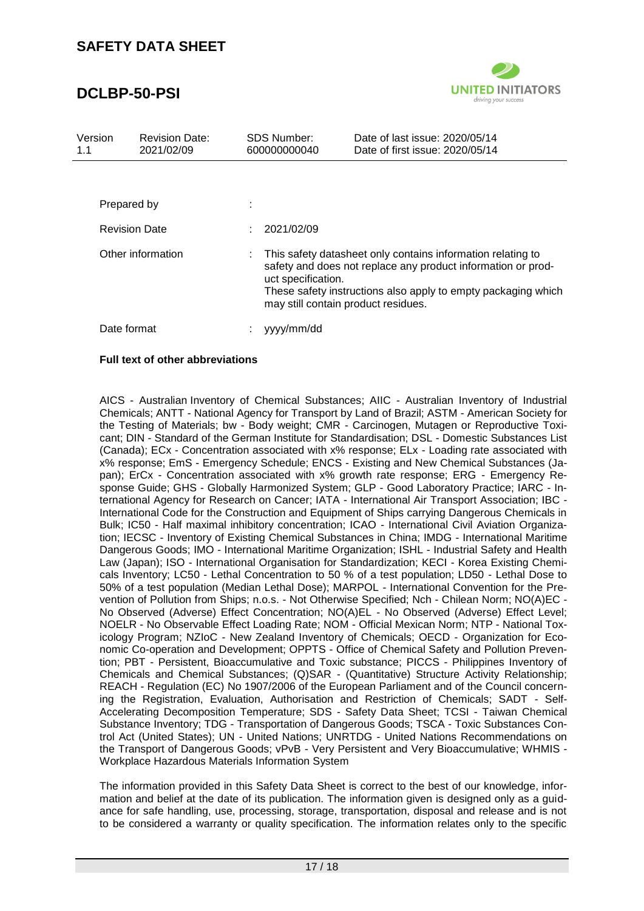| Version 1.1 | Revision Date: 2021/02/09 | SDS Number: 600000000040 | Date of last issue: 2020/05/14<br>Date of first issue: 2020/05/14 |
|---|---|---|---|

Prepared by :

Revision Date : 2021/02/09

Other information : This safety datasheet only contains information relating to safety and does not replace any product information or product specification.
These safety instructions also apply to empty packaging which may still contain product residues.

Date format : yyyy/mm/dd

**Full text of other abbreviations**

AICS - Australian Inventory of Chemical Substances; AIIC - Australian Inventory of Industrial Chemicals; ANTT - National Agency for Transport by Land of Brazil; ASTM - American Society for the Testing of Materials; bw - Body weight; CMR - Carcinogen, Mutagen or Reproductive Toxicant; DIN - Standard of the German Institute for Standardisation; DSL - Domestic Substances List (Canada); ECx - Concentration associated with x% response; ELx - Loading rate associated with x% response; EmS - Emergency Schedule; ENCS - Existing and New Chemical Substances (Japan); ErCx - Concentration associated with x% growth rate response; ERG - Emergency Response Guide; GHS - Globally Harmonized System; GLP - Good Laboratory Practice; IARC - International Agency for Research on Cancer; IATA - International Air Transport Association; IBC - International Code for the Construction and Equipment of Ships carrying Dangerous Chemicals in Bulk; IC50 - Half maximal inhibitory concentration; ICAO - International Civil Aviation Organization; IECSC - Inventory of Existing Chemical Substances in China; IMDG - International Maritime Dangerous Goods; IMO - International Maritime Organization; ISHL - Industrial Safety and Health Law (Japan); ISO - International Organisation for Standardization; KECI - Korea Existing Chemicals Inventory; LC50 - Lethal Concentration to 50 % of a test population; LD50 - Lethal Dose to 50% of a test population (Median Lethal Dose); MARPOL - International Convention for the Prevention of Pollution from Ships; n.o.s. - Not Otherwise Specified; Nch - Chilean Norm; NO(A)EC - No Observed (Adverse) Effect Concentration; NO(A)EL - No Observed (Adverse) Effect Level; NOELR - No Observable Effect Loading Rate; NOM - Official Mexican Norm; NTP - National Toxicology Program; NZIoC - New Zealand Inventory of Chemicals; OECD - Organization for Economic Co-operation and Development; OPPTS - Office of Chemical Safety and Pollution Prevention; PBT - Persistent, Bioaccumulative and Toxic substance; PICCS - Philippines Inventory of Chemicals and Chemical Substances; (Q)SAR - (Quantitative) Structure Activity Relationship; REACH - Regulation (EC) No 1907/2006 of the European Parliament and of the Council concerning the Registration, Evaluation, Authorisation and Restriction of Chemicals; SADT - Self-Accelerating Decomposition Temperature; SDS - Safety Data Sheet; TCSI - Taiwan Chemical Substance Inventory; TDG - Transportation of Dangerous Goods; TSCA - Toxic Substances Control Act (United States); UN - United Nations; UNRTDG - United Nations Recommendations on the Transport of Dangerous Goods; vPvB - Very Persistent and Very Bioaccumulative; WHMIS - Workplace Hazardous Materials Information System

The information provided in this Safety Data Sheet is correct to the best of our knowledge, information and belief at the date of its publication. The information given is designed only as a guidance for safe handling, use, processing, storage, transportation, disposal and release and is not to be considered a warranty or quality specification. The information relates only to the specific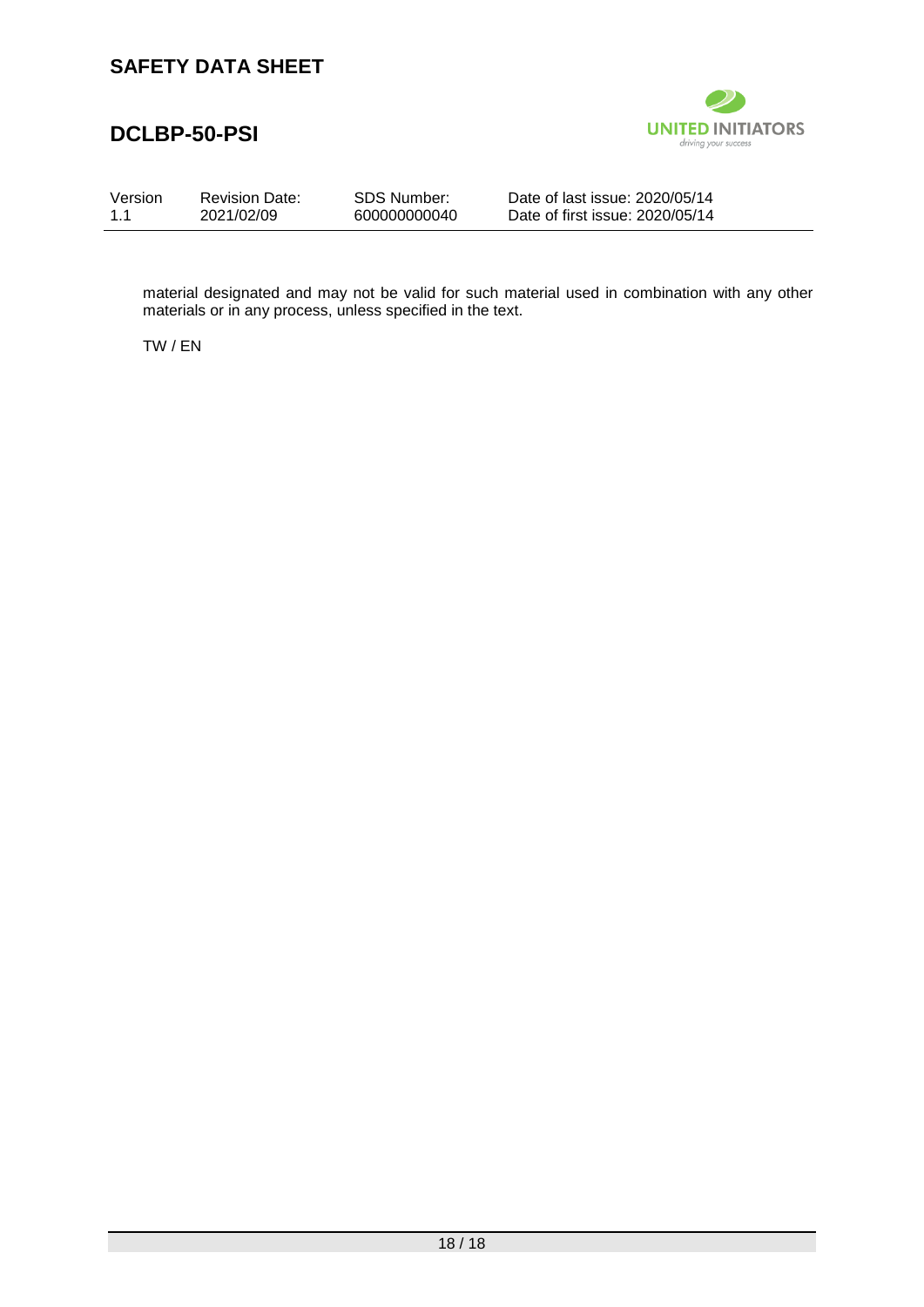material designated and may not be valid for such material used in combination with any other materials or in any process, unless specified in the text.

TW / EN